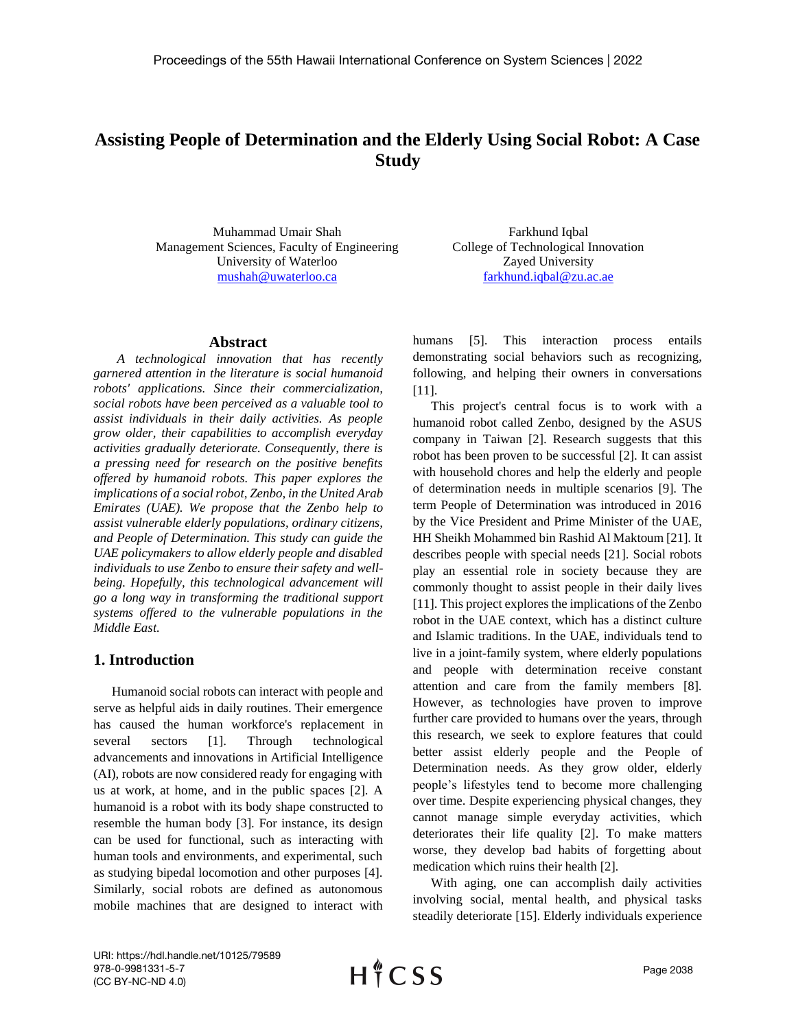# Assisting People of Determination and the Elderly Using Social Robot: A Case Study

Muhammad Umair Shah
Management Sciences, Faculty of Engineering
University of Waterloo
mushah@uwaterloo.ca

Farkhund Iqbal
College of Technological Innovation
Zayed University
farkhund.iqbal@zu.ac.ae

## Abstract

*A technological innovation that has recently garnered attention in the literature is social humanoid robots' applications. Since their commercialization, social robots have been perceived as a valuable tool to assist individuals in their daily activities. As people grow older, their capabilities to accomplish everyday activities gradually deteriorate. Consequently, there is a pressing need for research on the positive benefits offered by humanoid robots. This paper explores the implications of a social robot, Zenbo, in the United Arab Emirates (UAE). We propose that the Zenbo help to assist vulnerable elderly populations, ordinary citizens, and People of Determination. This study can guide the UAE policymakers to allow elderly people and disabled individuals to use Zenbo to ensure their safety and well-being. Hopefully, this technological advancement will go a long way in transforming the traditional support systems offered to the vulnerable populations in the Middle East.*

## 1. Introduction

Humanoid social robots can interact with people and serve as helpful aids in daily routines. Their emergence has caused the human workforce's replacement in several sectors [1]. Through technological advancements and innovations in Artificial Intelligence (AI), robots are now considered ready for engaging with us at work, at home, and in the public spaces [2]. A humanoid is a robot with its body shape constructed to resemble the human body [3]. For instance, its design can be used for functional, such as interacting with human tools and environments, and experimental, such as studying bipedal locomotion and other purposes [4]. Similarly, social robots are defined as autonomous mobile machines that are designed to interact with humans [5]. This interaction process entails demonstrating social behaviors such as recognizing, following, and helping their owners in conversations [11].

This project's central focus is to work with a humanoid robot called Zenbo, designed by the ASUS company in Taiwan [2]. Research suggests that this robot has been proven to be successful [2]. It can assist with household chores and help the elderly and people of determination needs in multiple scenarios [9]. The term People of Determination was introduced in 2016 by the Vice President and Prime Minister of the UAE, HH Sheikh Mohammed bin Rashid Al Maktoum [21]. It describes people with special needs [21]. Social robots play an essential role in society because they are commonly thought to assist people in their daily lives [11]. This project explores the implications of the Zenbo robot in the UAE context, which has a distinct culture and Islamic traditions. In the UAE, individuals tend to live in a joint-family system, where elderly populations and people with determination receive constant attention and care from the family members [8]. However, as technologies have proven to improve further care provided to humans over the years, through this research, we seek to explore features that could better assist elderly people and the People of Determination needs. As they grow older, elderly people's lifestyles tend to become more challenging over time. Despite experiencing physical changes, they cannot manage simple everyday activities, which deteriorates their life quality [2]. To make matters worse, they develop bad habits of forgetting about medication which ruins their health [2].

With aging, one can accomplish daily activities involving social, mental health, and physical tasks steadily deteriorate [15]. Elderly individuals experience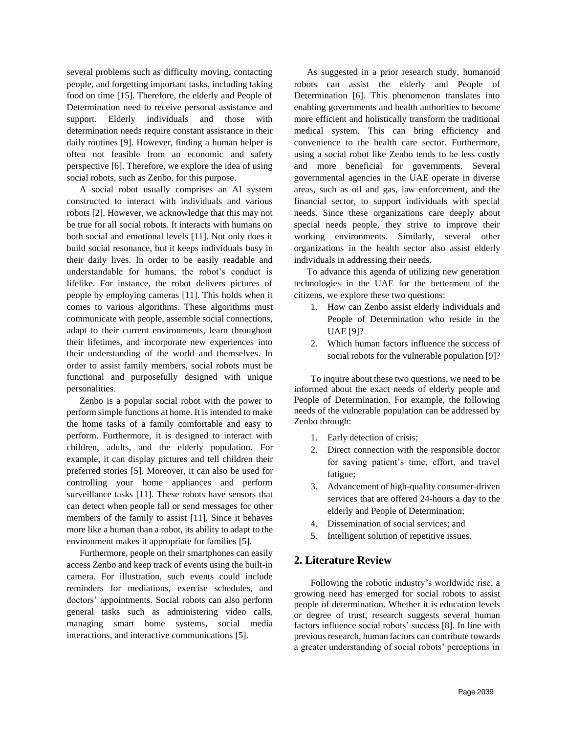several problems such as difficulty moving, contacting people, and forgetting important tasks, including taking food on time [15]. Therefore, the elderly and People of Determination need to receive personal assistance and support. Elderly individuals and those with determination needs require constant assistance in their daily routines [9]. However, finding a human helper is often not feasible from an economic and safety perspective [6]. Therefore, we explore the idea of using social robots, such as Zenbo, for this purpose.

A social robot usually comprises an AI system constructed to interact with individuals and various robots [2]. However, we acknowledge that this may not be true for all social robots. It interacts with humans on both social and emotional levels [11]. Not only does it build social resonance, but it keeps individuals busy in their daily lives. In order to be easily readable and understandable for humans, the robot's conduct is lifelike. For instance, the robot delivers pictures of people by employing cameras [11]. This holds when it comes to various algorithms. These algorithms must communicate with people, assemble social connections, adapt to their current environments, learn throughout their lifetimes, and incorporate new experiences into their understanding of the world and themselves. In order to assist family members, social robots must be functional and purposefully designed with unique personalities.

Zenbo is a popular social robot with the power to perform simple functions at home. It is intended to make the home tasks of a family comfortable and easy to perform. Furthermore, it is designed to interact with children, adults, and the elderly population. For example, it can display pictures and tell children their preferred stories [5]. Moreover, it can also be used for controlling your home appliances and perform surveillance tasks [11]. These robots have sensors that can detect when people fall or send messages for other members of the family to assist [11]. Since it behaves more like a human than a robot, its ability to adapt to the environment makes it appropriate for families [5].

Furthermore, people on their smartphones can easily access Zenbo and keep track of events using the built-in camera. For illustration, such events could include reminders for mediations, exercise schedules, and doctors' appointments. Social robots can also perform general tasks such as administering video calls, managing smart home systems, social media interactions, and interactive communications [5].

As suggested in a prior research study, humanoid robots can assist the elderly and People of Determination [6]. This phenomenon translates into enabling governments and health authorities to become more efficient and holistically transform the traditional medical system. This can bring efficiency and convenience to the health care sector. Furthermore, using a social robot like Zenbo tends to be less costly and more beneficial for governments. Several governmental agencies in the UAE operate in diverse areas, such as oil and gas, law enforcement, and the financial sector, to support individuals with special needs. Since these organizations care deeply about special needs people, they strive to improve their working environments. Similarly, several other organizations in the health sector also assist elderly individuals in addressing their needs.

To advance this agenda of utilizing new generation technologies in the UAE for the betterment of the citizens, we explore these two questions:

1. How can Zenbo assist elderly individuals and People of Determination who reside in the UAE [9]?
2. Which human factors influence the success of social robots for the vulnerable population [9]?

To inquire about these two questions, we need to be informed about the exact needs of elderly people and People of Determination. For example, the following needs of the vulnerable population can be addressed by Zenbo through:

1. Early detection of crisis;
2. Direct connection with the responsible doctor for saving patient's time, effort, and travel fatigue;
3. Advancement of high-quality consumer-driven services that are offered 24-hours a day to the elderly and People of Determination;
4. Dissemination of social services; and
5. Intelligent solution of repetitive issues.

## 2. Literature Review

Following the robotic industry's worldwide rise, a growing need has emerged for social robots to assist people of determination. Whether it is education levels or degree of trust, research suggests several human factors influence social robots' success [8]. In line with previous research, human factors can contribute towards a greater understanding of social robots' perceptions in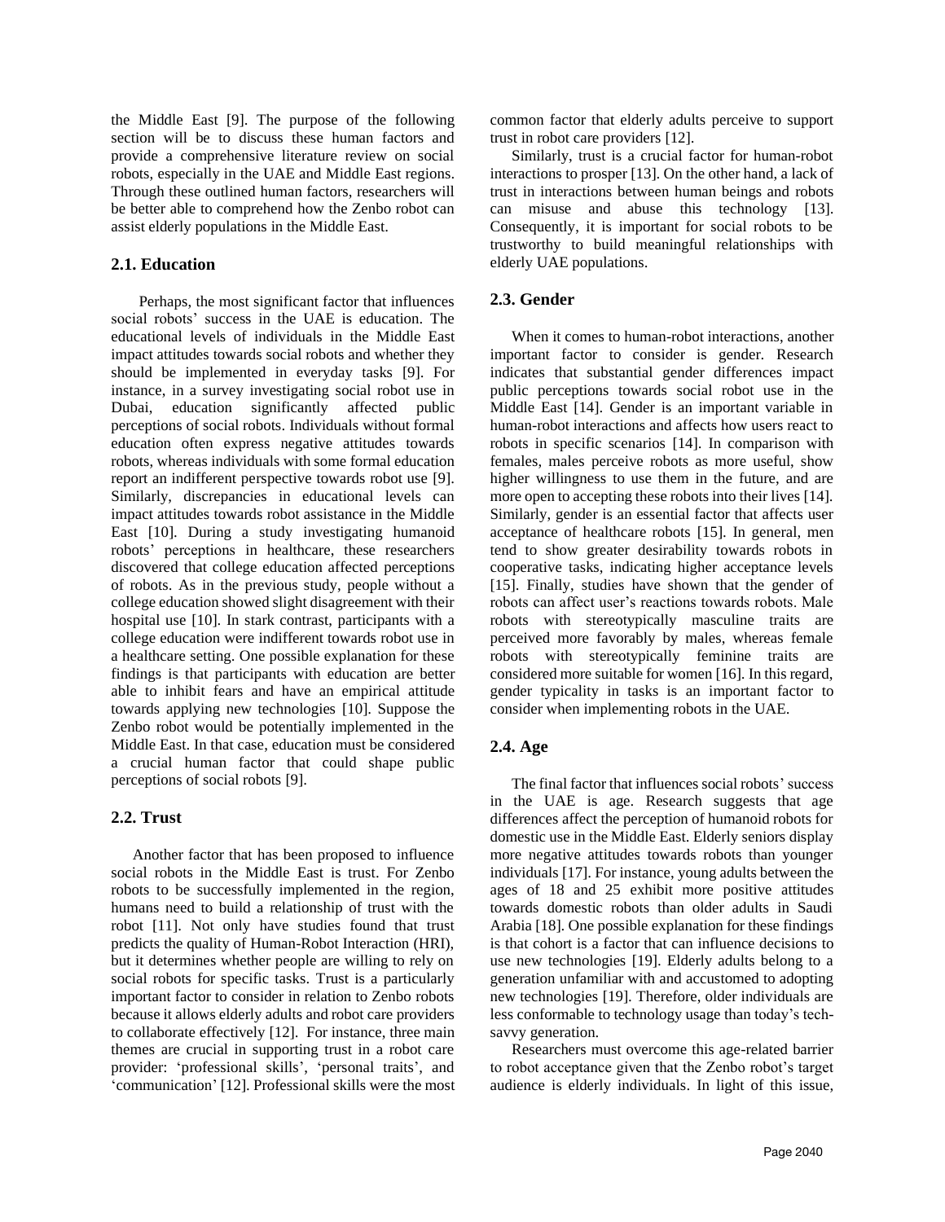the Middle East [9]. The purpose of the following section will be to discuss these human factors and provide a comprehensive literature review on social robots, especially in the UAE and Middle East regions. Through these outlined human factors, researchers will be better able to comprehend how the Zenbo robot can assist elderly populations in the Middle East.

## 2.1. Education

Perhaps, the most significant factor that influences social robots' success in the UAE is education. The educational levels of individuals in the Middle East impact attitudes towards social robots and whether they should be implemented in everyday tasks [9]. For instance, in a survey investigating social robot use in Dubai, education significantly affected public perceptions of social robots. Individuals without formal education often express negative attitudes towards robots, whereas individuals with some formal education report an indifferent perspective towards robot use [9]. Similarly, discrepancies in educational levels can impact attitudes towards robot assistance in the Middle East [10]. During a study investigating humanoid robots' perceptions in healthcare, these researchers discovered that college education affected perceptions of robots. As in the previous study, people without a college education showed slight disagreement with their hospital use [10]. In stark contrast, participants with a college education were indifferent towards robot use in a healthcare setting. One possible explanation for these findings is that participants with education are better able to inhibit fears and have an empirical attitude towards applying new technologies [10]. Suppose the Zenbo robot would be potentially implemented in the Middle East. In that case, education must be considered a crucial human factor that could shape public perceptions of social robots [9].

## 2.2. Trust

Another factor that has been proposed to influence social robots in the Middle East is trust. For Zenbo robots to be successfully implemented in the region, humans need to build a relationship of trust with the robot [11]. Not only have studies found that trust predicts the quality of Human-Robot Interaction (HRI), but it determines whether people are willing to rely on social robots for specific tasks. Trust is a particularly important factor to consider in relation to Zenbo robots because it allows elderly adults and robot care providers to collaborate effectively [12]. For instance, three main themes are crucial in supporting trust in a robot care provider: 'professional skills', 'personal traits', and 'communication' [12]. Professional skills were the most common factor that elderly adults perceive to support trust in robot care providers [12].

Similarly, trust is a crucial factor for human-robot interactions to prosper [13]. On the other hand, a lack of trust in interactions between human beings and robots can misuse and abuse this technology [13]. Consequently, it is important for social robots to be trustworthy to build meaningful relationships with elderly UAE populations.

## 2.3. Gender

When it comes to human-robot interactions, another important factor to consider is gender. Research indicates that substantial gender differences impact public perceptions towards social robot use in the Middle East [14]. Gender is an important variable in human-robot interactions and affects how users react to robots in specific scenarios [14]. In comparison with females, males perceive robots as more useful, show higher willingness to use them in the future, and are more open to accepting these robots into their lives [14]. Similarly, gender is an essential factor that affects user acceptance of healthcare robots [15]. In general, men tend to show greater desirability towards robots in cooperative tasks, indicating higher acceptance levels [15]. Finally, studies have shown that the gender of robots can affect user's reactions towards robots. Male robots with stereotypically masculine traits are perceived more favorably by males, whereas female robots with stereotypically feminine traits are considered more suitable for women [16]. In this regard, gender typicality in tasks is an important factor to consider when implementing robots in the UAE.

## 2.4. Age

The final factor that influences social robots' success in the UAE is age. Research suggests that age differences affect the perception of humanoid robots for domestic use in the Middle East. Elderly seniors display more negative attitudes towards robots than younger individuals [17]. For instance, young adults between the ages of 18 and 25 exhibit more positive attitudes towards domestic robots than older adults in Saudi Arabia [18]. One possible explanation for these findings is that cohort is a factor that can influence decisions to use new technologies [19]. Elderly adults belong to a generation unfamiliar with and accustomed to adopting new technologies [19]. Therefore, older individuals are less conformable to technology usage than today's tech-savvy generation.

Researchers must overcome this age-related barrier to robot acceptance given that the Zenbo robot's target audience is elderly individuals. In light of this issue,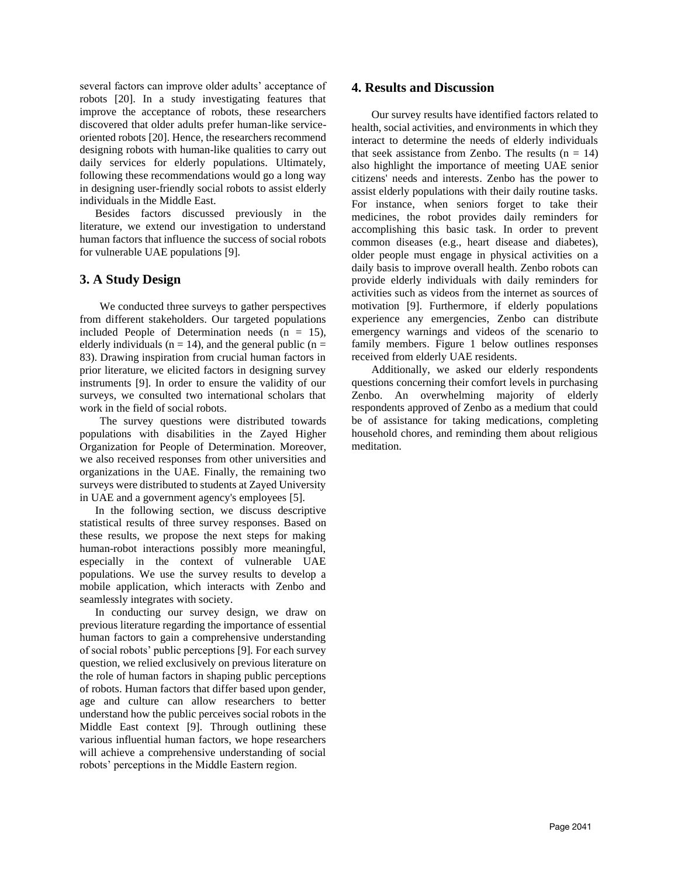several factors can improve older adults' acceptance of robots [20]. In a study investigating features that improve the acceptance of robots, these researchers discovered that older adults prefer human-like service-oriented robots [20]. Hence, the researchers recommend designing robots with human-like qualities to carry out daily services for elderly populations. Ultimately, following these recommendations would go a long way in designing user-friendly social robots to assist elderly individuals in the Middle East.

Besides factors discussed previously in the literature, we extend our investigation to understand human factors that influence the success of social robots for vulnerable UAE populations [9].

## 3. A Study Design

We conducted three surveys to gather perspectives from different stakeholders. Our targeted populations included People of Determination needs ($n = 15$), elderly individuals ($n = 14$), and the general public ($n = 83$). Drawing inspiration from crucial human factors in prior literature, we elicited factors in designing survey instruments [9]. In order to ensure the validity of our surveys, we consulted two international scholars that work in the field of social robots.

The survey questions were distributed towards populations with disabilities in the Zayed Higher Organization for People of Determination. Moreover, we also received responses from other universities and organizations in the UAE. Finally, the remaining two surveys were distributed to students at Zayed University in UAE and a government agency's employees [5].

In the following section, we discuss descriptive statistical results of three survey responses. Based on these results, we propose the next steps for making human-robot interactions possibly more meaningful, especially in the context of vulnerable UAE populations. We use the survey results to develop a mobile application, which interacts with Zenbo and seamlessly integrates with society.

In conducting our survey design, we draw on previous literature regarding the importance of essential human factors to gain a comprehensive understanding of social robots' public perceptions [9]. For each survey question, we relied exclusively on previous literature on the role of human factors in shaping public perceptions of robots. Human factors that differ based upon gender, age and culture can allow researchers to better understand how the public perceives social robots in the Middle East context [9]. Through outlining these various influential human factors, we hope researchers will achieve a comprehensive understanding of social robots' perceptions in the Middle Eastern region.

## 4. Results and Discussion

Our survey results have identified factors related to health, social activities, and environments in which they interact to determine the needs of elderly individuals that seek assistance from Zenbo. The results ($n = 14$) also highlight the importance of meeting UAE senior citizens' needs and interests. Zenbo has the power to assist elderly populations with their daily routine tasks. For instance, when seniors forget to take their medicines, the robot provides daily reminders for accomplishing this basic task. In order to prevent common diseases (e.g., heart disease and diabetes), older people must engage in physical activities on a daily basis to improve overall health. Zenbo robots can provide elderly individuals with daily reminders for activities such as videos from the internet as sources of motivation [9]. Furthermore, if elderly populations experience any emergencies, Zenbo can distribute emergency warnings and videos of the scenario to family members. Figure 1 below outlines responses received from elderly UAE residents.

Additionally, we asked our elderly respondents questions concerning their comfort levels in purchasing Zenbo. An overwhelming majority of elderly respondents approved of Zenbo as a medium that could be of assistance for taking medications, completing household chores, and reminding them about religious meditation.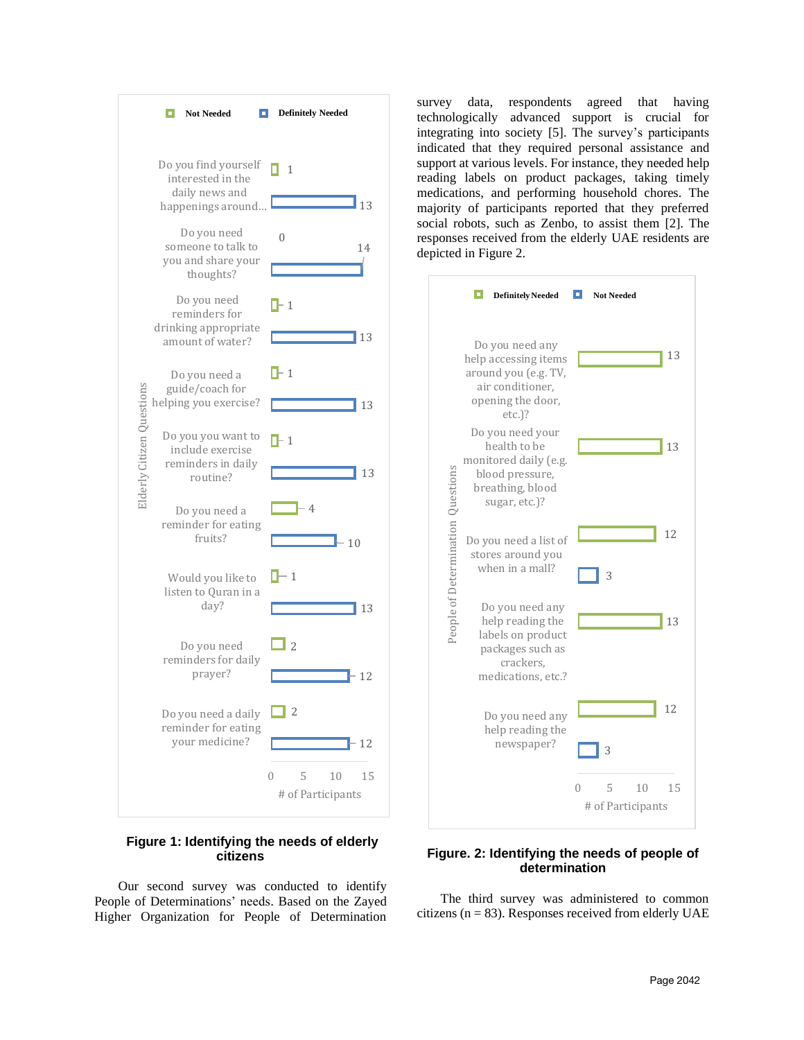| Elderly Citizen Questions | Not Needed | Definitely Needed |
| --- | --- | --- |
| Do you find yourself interested in the daily news and happenings around... | 1 | 13 |
| Do you need someone to talk to you and share your thoughts? | 0 | 14 |
| Do you need reminders for drinking appropriate amount of water? | 1 | 13 |
| Do you need a guide/coach for helping you exercise? | 1 | 13 |
| Do you you want to include exercise reminders in daily routine? | 1 | 13 |
| Do you need a reminder for eating fruits? | 4 | 10 |
| Would you like to listen to Quran in a day? | 1 | 13 |
| Do you need reminders for daily prayer? | 2 | 12 |
| Do you need a daily reminder for eating your medicine? | 2 | 12 |

**Figure 1: Identifying the needs of elderly citizens**

Our second survey was conducted to identify People of Determinations' needs. Based on the Zayed Higher Organization for People of Determination survey data, respondents agreed that having technologically advanced support is crucial for integrating into society [5]. The survey's participants indicated that they required personal assistance and support at various levels. For instance, they needed help reading labels on product packages, taking timely medications, and performing household chores. The majority of participants reported that they preferred social robots, such as Zenbo, to assist them [2]. The responses received from the elderly UAE residents are depicted in Figure 2.

| People of Determination Questions | Definitely Needed | Not Needed |
| --- | --- | --- |
| Do you need any help accessing items around you (e.g. TV, air conditioner, opening the door, etc.)? | 13 | |
| Do you need your health to be monitored daily (e.g. blood pressure, breathing, blood sugar, etc.)? | 13 | |
| Do you need a list of stores around you when in a mall? | 12 | 3 |
| Do you need any help reading the labels on product packages such as crackers, medications, etc.? | 13 | |
| Do you need any help reading the newspaper? | 12 | 3 |

**Figure. 2: Identifying the needs of people of determination**

The third survey was administered to common citizens (n = 83). Responses received from elderly UAE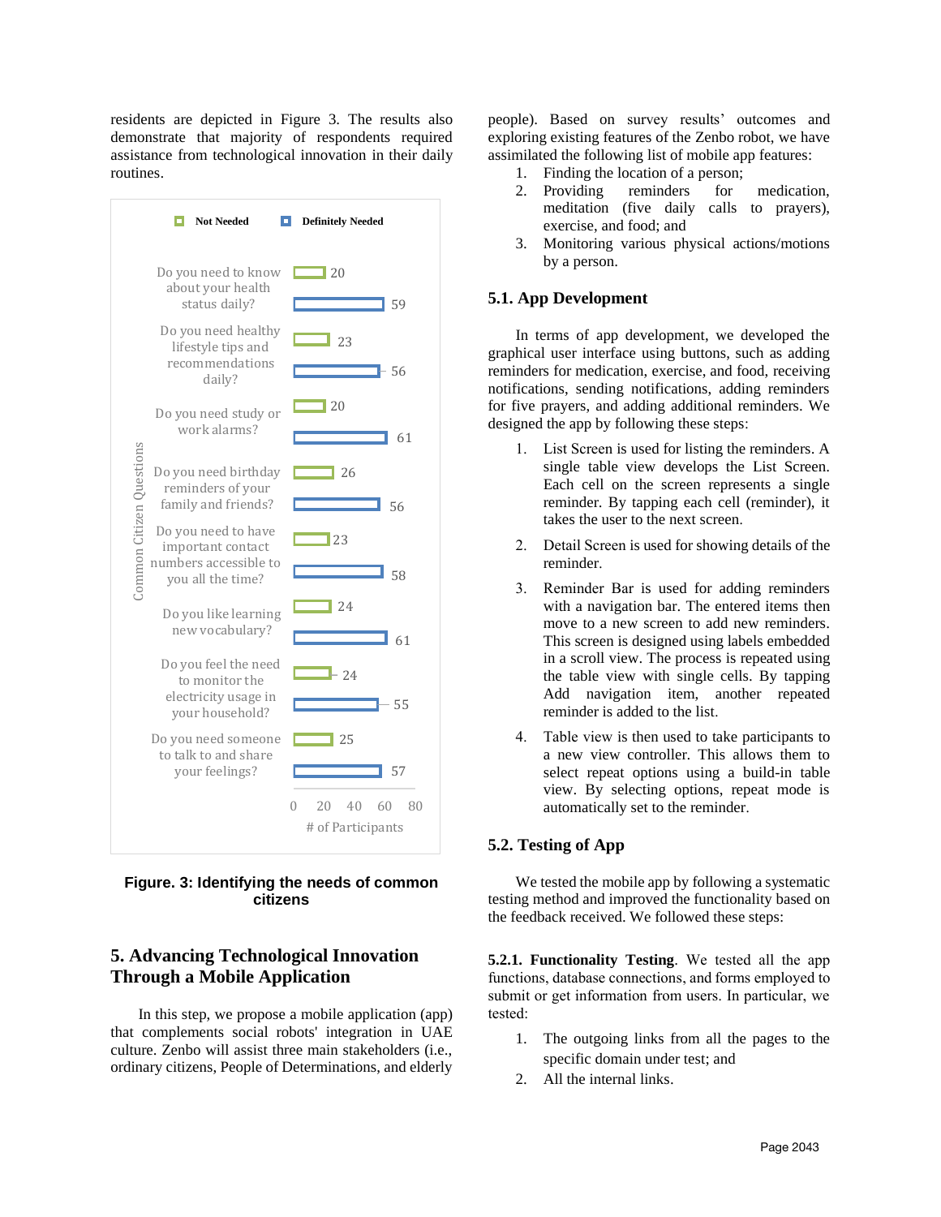residents are depicted in Figure 3. The results also demonstrate that majority of respondents required assistance from technological innovation in their daily routines.

| Common Citizen Questions | Not Needed | Definitely Needed |
|---|---|---|
| Do you need to know about your health status daily? | 20 | 59 |
| Do you need healthy lifestyle tips and recommendations daily? | 23 | 56 |
| Do you need study or work alarms? | 20 | 61 |
| Do you need birthday reminders of your family and friends? | 26 | 56 |
| Do you need to have important contact numbers accessible to you all the time? | 23 | 58 |
| Do you like learning new vocabulary? | 24 | 61 |
| Do you feel the need to monitor the electricity usage in your household? | 24 | 55 |
| Do you need someone to talk to and share your feelings? | 25 | 57 |

**Figure. 3: Identifying the needs of common citizens**

## 5. Advancing Technological Innovation Through a Mobile Application

In this step, we propose a mobile application (app) that complements social robots' integration in UAE culture. Zenbo will assist three main stakeholders (i.e., ordinary citizens, People of Determinations, and elderly people). Based on survey results' outcomes and exploring existing features of the Zenbo robot, we have assimilated the following list of mobile app features:

1. Finding the location of a person;
2. Providing reminders for medication, meditation (five daily calls to prayers), exercise, and food; and
3. Monitoring various physical actions/motions by a person.

### 5.1. App Development

In terms of app development, we developed the graphical user interface using buttons, such as adding reminders for medication, exercise, and food, receiving notifications, sending notifications, adding reminders for five prayers, and adding additional reminders. We designed the app by following these steps:

1. List Screen is used for listing the reminders. A single table view develops the List Screen. Each cell on the screen represents a single reminder. By tapping each cell (reminder), it takes the user to the next screen.
2. Detail Screen is used for showing details of the reminder.
3. Reminder Bar is used for adding reminders with a navigation bar. The entered items then move to a new screen to add new reminders. This screen is designed using labels embedded in a scroll view. The process is repeated using the table view with single cells. By tapping Add navigation item, another repeated reminder is added to the list.
4. Table view is then used to take participants to a new view controller. This allows them to select repeat options using a build-in table view. By selecting options, repeat mode is automatically set to the reminder.

### 5.2. Testing of App

We tested the mobile app by following a systematic testing method and improved the functionality based on the feedback received. We followed these steps:

**5.2.1. Functionality Testing**. We tested all the app functions, database connections, and forms employed to submit or get information from users. In particular, we tested:

1. The outgoing links from all the pages to the specific domain under test; and
2. All the internal links.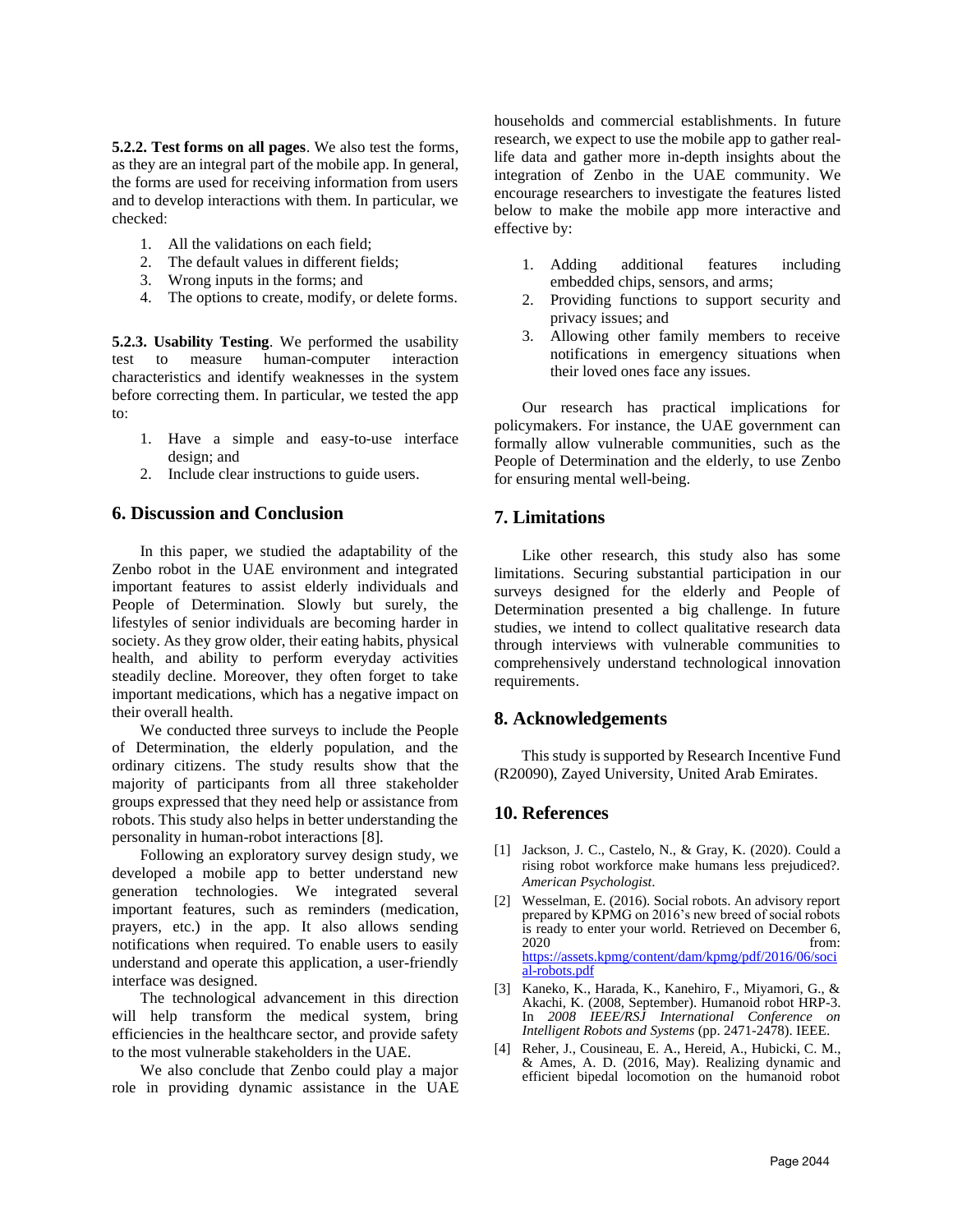**5.2.2. Test forms on all pages**. We also test the forms, as they are an integral part of the mobile app. In general, the forms are used for receiving information from users and to develop interactions with them. In particular, we checked:

1. All the validations on each field;
2. The default values in different fields;
3. Wrong inputs in the forms; and
4. The options to create, modify, or delete forms.

**5.2.3. Usability Testing**. We performed the usability test to measure human-computer interaction characteristics and identify weaknesses in the system before correcting them. In particular, we tested the app to:

1. Have a simple and easy-to-use interface design; and
2. Include clear instructions to guide users.

## 6. Discussion and Conclusion

In this paper, we studied the adaptability of the Zenbo robot in the UAE environment and integrated important features to assist elderly individuals and People of Determination. Slowly but surely, the lifestyles of senior individuals are becoming harder in society. As they grow older, their eating habits, physical health, and ability to perform everyday activities steadily decline. Moreover, they often forget to take important medications, which has a negative impact on their overall health.

We conducted three surveys to include the People of Determination, the elderly population, and the ordinary citizens. The study results show that the majority of participants from all three stakeholder groups expressed that they need help or assistance from robots. This study also helps in better understanding the personality in human-robot interactions [8].

Following an exploratory survey design study, we developed a mobile app to better understand new generation technologies. We integrated several important features, such as reminders (medication, prayers, etc.) in the app. It also allows sending notifications when required. To enable users to easily understand and operate this application, a user-friendly interface was designed.

The technological advancement in this direction will help transform the medical system, bring efficiencies in the healthcare sector, and provide safety to the most vulnerable stakeholders in the UAE.

We also conclude that Zenbo could play a major role in providing dynamic assistance in the UAE households and commercial establishments. In future research, we expect to use the mobile app to gather real-life data and gather more in-depth insights about the integration of Zenbo in the UAE community. We encourage researchers to investigate the features listed below to make the mobile app more interactive and effective by:

1. Adding additional features including embedded chips, sensors, and arms;
2. Providing functions to support security and privacy issues; and
3. Allowing other family members to receive notifications in emergency situations when their loved ones face any issues.

Our research has practical implications for policymakers. For instance, the UAE government can formally allow vulnerable communities, such as the People of Determination and the elderly, to use Zenbo for ensuring mental well-being.

## 7. Limitations

Like other research, this study also has some limitations. Securing substantial participation in our surveys designed for the elderly and People of Determination presented a big challenge. In future studies, we intend to collect qualitative research data through interviews with vulnerable communities to comprehensively understand technological innovation requirements.

## 8. Acknowledgements

This study is supported by Research Incentive Fund (R20090), Zayed University, United Arab Emirates.

## 10. References

[1] Jackson, J. C., Castelo, N., & Gray, K. (2020). Could a rising robot workforce make humans less prejudiced?. *American Psychologist*.

[2] Wesselman, E. (2016). Social robots. An advisory report prepared by KPMG on 2016's new breed of social robots is ready to enter your world. Retrieved on December 6, 2020 from: https://assets.kpmg/content/dam/kpmg/pdf/2016/06/social-robots.pdf

[3] Kaneko, K., Harada, K., Kanehiro, F., Miyamori, G., & Akachi, K. (2008, September). Humanoid robot HRP-3. In *2008 IEEE/RSJ International Conference on Intelligent Robots and Systems* (pp. 2471-2478). IEEE.

[4] Reher, J., Cousineau, E. A., Hereid, A., Hubicki, C. M., & Ames, A. D. (2016, May). Realizing dynamic and efficient bipedal locomotion on the humanoid robot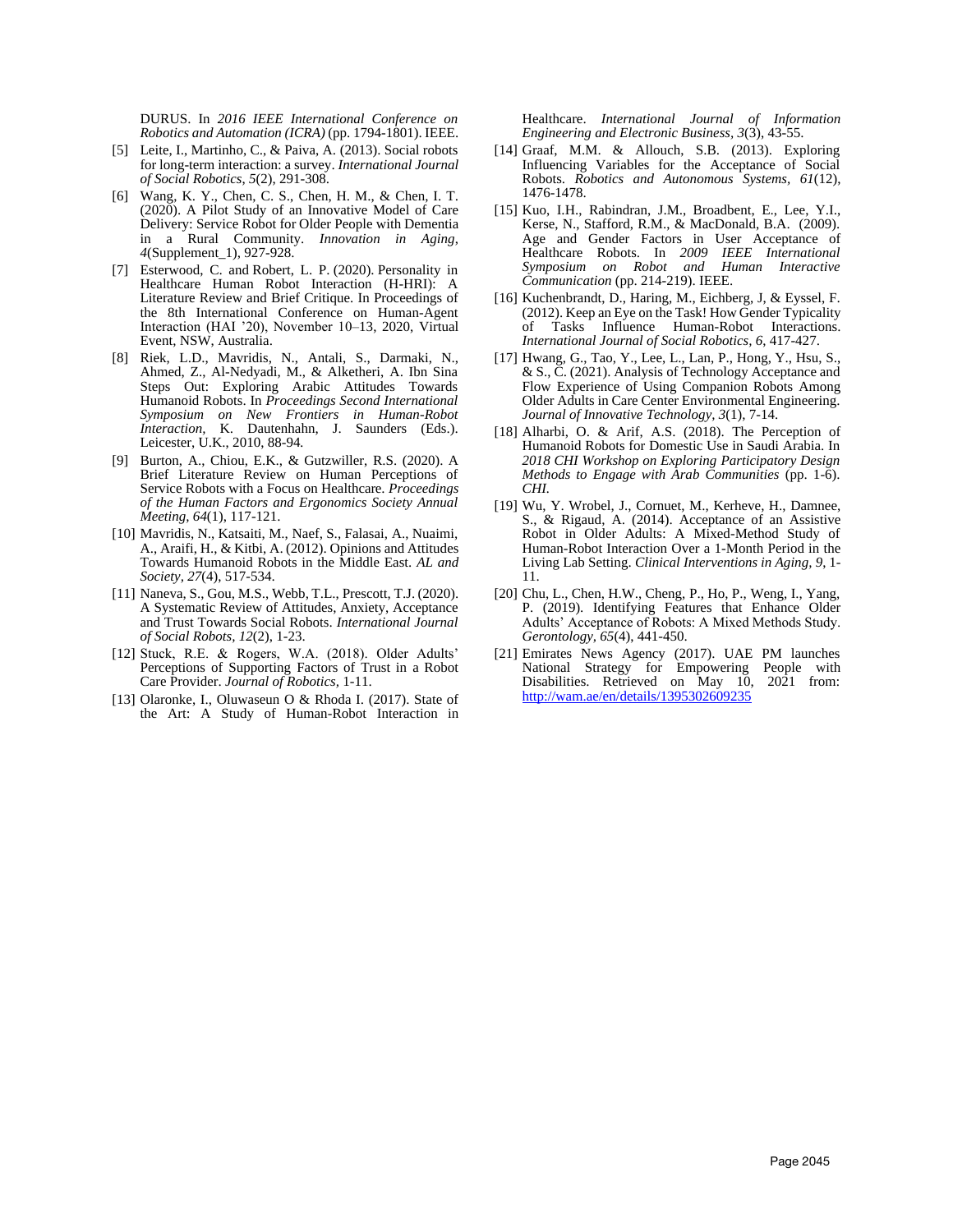DURUS. In *2016 IEEE International Conference on Robotics and Automation (ICRA)* (pp. 1794-1801). IEEE.

[5] Leite, I., Martinho, C., & Paiva, A. (2013). Social robots for long-term interaction: a survey. *International Journal of Social Robotics*, *5*(2), 291-308.

[6] Wang, K. Y., Chen, C. S., Chen, H. M., & Chen, I. T. (2020). A Pilot Study of an Innovative Model of Care Delivery: Service Robot for Older People with Dementia in a Rural Community. *Innovation in Aging*, *4*(Supplement_1), 927-928.

[7] Esterwood, C. and Robert, L. P. (2020). Personality in Healthcare Human Robot Interaction (H-HRI): A Literature Review and Brief Critique. In Proceedings of the 8th International Conference on Human-Agent Interaction (HAI '20), November 10–13, 2020, Virtual Event, NSW, Australia.

[8] Riek, L.D., Mavridis, N., Antali, S., Darmaki, N., Ahmed, Z., Al-Nedyadi, M., & Alketheri, A. Ibn Sina Steps Out: Exploring Arabic Attitudes Towards Humanoid Robots. In *Proceedings Second International Symposium on New Frontiers in Human-Robot Interaction*, K. Dautenhahn, J. Saunders (Eds.). Leicester, U.K., 2010, 88-94.

[9] Burton, A., Chiou, E.K., & Gutzwiller, R.S. (2020). A Brief Literature Review on Human Perceptions of Service Robots with a Focus on Healthcare. *Proceedings of the Human Factors and Ergonomics Society Annual Meeting*, *64*(1), 117-121.

[10] Mavridis, N., Katsaiti, M., Naef, S., Falasai, A., Nuaimi, A., Araifi, H., & Kitbi, A. (2012). Opinions and Attitudes Towards Humanoid Robots in the Middle East. *AL and Society*, *27*(4), 517-534.

[11] Naneva, S., Gou, M.S., Webb, T.L., Prescott, T.J. (2020). A Systematic Review of Attitudes, Anxiety, Acceptance and Trust Towards Social Robots. *International Journal of Social Robots*, *12*(2), 1-23.

[12] Stuck, R.E. & Rogers, W.A. (2018). Older Adults' Perceptions of Supporting Factors of Trust in a Robot Care Provider. *Journal of Robotics*, 1-11.

[13] Olaronke, I., Oluwaseun O & Rhoda I. (2017). State of the Art: A Study of Human-Robot Interaction in Healthcare. *International Journal of Information Engineering and Electronic Business*, *3*(3), 43-55.

[14] Graaf, M.M. & Allouch, S.B. (2013). Exploring Influencing Variables for the Acceptance of Social Robots. *Robotics and Autonomous Systems*, *61*(12), 1476-1478.

[15] Kuo, I.H., Rabindran, J.M., Broadbent, E., Lee, Y.I., Kerse, N., Stafford, R.M., & MacDonald, B.A. (2009). Age and Gender Factors in User Acceptance of Healthcare Robots. In *2009 IEEE International Symposium on Robot and Human Interactive Communication* (pp. 214-219). IEEE.

[16] Kuchenbrandt, D., Haring, M., Eichberg, J, & Eyssel, F. (2012). Keep an Eye on the Task! How Gender Typicality of Tasks Influence Human-Robot Interactions. *International Journal of Social Robotics*, *6*, 417-427.

[17] Hwang, G., Tao, Y., Lee, L., Lan, P., Hong, Y., Hsu, S., & S., C. (2021). Analysis of Technology Acceptance and Flow Experience of Using Companion Robots Among Older Adults in Care Center Environmental Engineering. *Journal of Innovative Technology*, *3*(1), 7-14.

[18] Alharbi, O. & Arif, A.S. (2018). The Perception of Humanoid Robots for Domestic Use in Saudi Arabia. In *2018 CHI Workshop on Exploring Participatory Design Methods to Engage with Arab Communities* (pp. 1-6). *CHI*.

[19] Wu, Y. Wrobel, J., Cornuet, M., Kerheve, H., Damnee, S., & Rigaud, A. (2014). Acceptance of an Assistive Robot in Older Adults: A Mixed-Method Study of Human-Robot Interaction Over a 1-Month Period in the Living Lab Setting. *Clinical Interventions in Aging*, *9*, 1-11.

[20] Chu, L., Chen, H.W., Cheng, P., Ho, P., Weng, I., Yang, P. (2019). Identifying Features that Enhance Older Adults' Acceptance of Robots: A Mixed Methods Study. *Gerontology*, *65*(4), 441-450.

[21] Emirates News Agency (2017). UAE PM launches National Strategy for Empowering People with Disabilities. Retrieved on May 10, 2021 from: http://wam.ae/en/details/1395302609235